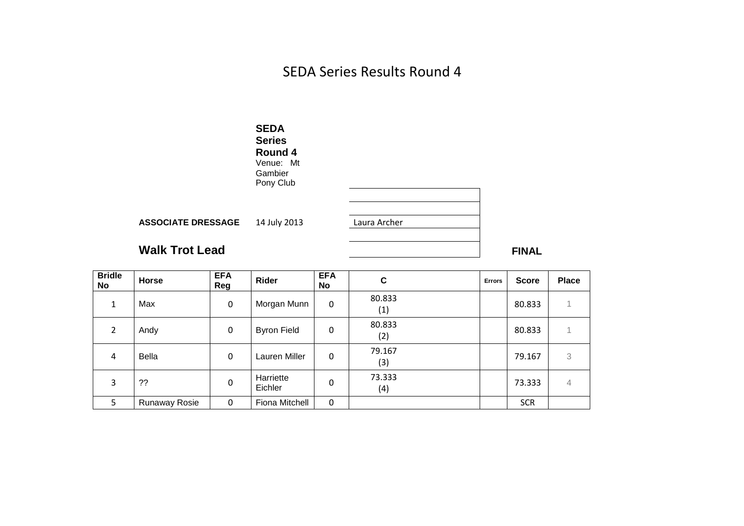# SEDA Series Results Round 4

**SEDA Series Round 4**
Venue: Mt Gambier Pony Club

**ASSOCIATE DRESSAGE** 14 July 2013 Laura Archer

## Walk Trot Lead

**FINAL**

| Bridle No | Horse | EFA Reg | Rider | EFA No | C | Errors | Score | Place |
|---|---|---|---|---|---|---|---|---|
| 1 | Max | 0 | Morgan Munn | 0 | 80.833 (1) | | 80.833 | 1 |
| 2 | Andy | 0 | Byron Field | 0 | 80.833 (2) | | 80.833 | 1 |
| 4 | Bella | 0 | Lauren Miller | 0 | 79.167 (3) | | 79.167 | 3 |
| 3 | ?? | 0 | Harriette Eichler | 0 | 73.333 (4) | | 73.333 | 4 |
| 5 | Runaway Rosie | 0 | Fiona Mitchell | 0 | | | SCR | |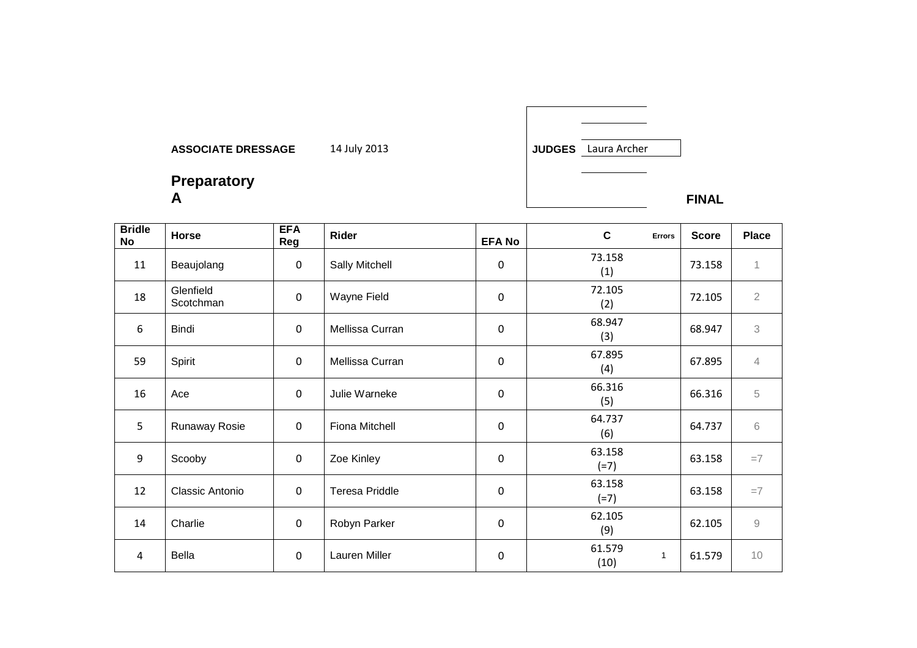**ASSOCIATE DRESSAGE** 14 July 2013

**JUDGES** Laura Archer

**Preparatory A**

**FINAL**

| Bridle No | Horse | EFA Reg | Rider | EFA No | C | Errors | Score | Place |
|---|---|---|---|---|---|---|---|---|
| 11 | Beaujolang | 0 | Sally Mitchell | 0 | 73.158 (1) | | 73.158 | 1 |
| 18 | Glenfield Scotchman | 0 | Wayne Field | 0 | 72.105 (2) | | 72.105 | 2 |
| 6 | Bindi | 0 | Mellissa Curran | 0 | 68.947 (3) | | 68.947 | 3 |
| 59 | Spirit | 0 | Mellissa Curran | 0 | 67.895 (4) | | 67.895 | 4 |
| 16 | Ace | 0 | Julie Warneke | 0 | 66.316 (5) | | 66.316 | 5 |
| 5 | Runaway Rosie | 0 | Fiona Mitchell | 0 | 64.737 (6) | | 64.737 | 6 |
| 9 | Scooby | 0 | Zoe Kinley | 0 | 63.158 (=7) | | 63.158 | =7 |
| 12 | Classic Antonio | 0 | Teresa Priddle | 0 | 63.158 (=7) | | 63.158 | =7 |
| 14 | Charlie | 0 | Robyn Parker | 0 | 62.105 (9) | | 62.105 | 9 |
| 4 | Bella | 0 | Lauren Miller | 0 | 61.579 (10) | 1 | 61.579 | 10 |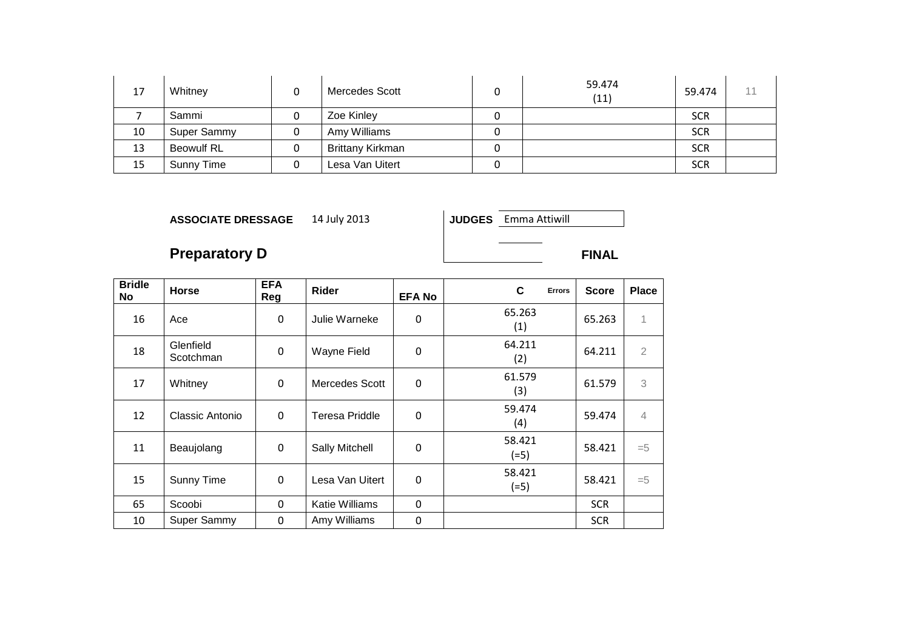| | | | | | | | |
|---|---|---|---|---|---|---|---|
| 17 | Whitney | 0 | Mercedes Scott | 0 | 59.474 (11) | 59.474 | 11 |
| 7 | Sammi | 0 | Zoe Kinley | 0 | | SCR | |
| 10 | Super Sammy | 0 | Amy Williams | 0 | | SCR | |
| 13 | Beowulf RL | 0 | Brittany Kirkman | 0 | | SCR | |
| 15 | Sunny Time | 0 | Lesa Van Uitert | 0 | | SCR | |

**ASSOCIATE DRESSAGE** 14 July 2013

**JUDGES** Emma Attiwill

## Preparatory D

**FINAL**

| Bridle No | Horse | EFA Reg | Rider | EFA No | C | Errors | Score | Place |
|---|---|---|---|---|---|---|---|---|
| 16 | Ace | 0 | Julie Warneke | 0 | 65.263 (1) | | 65.263 | 1 |
| 18 | Glenfield Scotchman | 0 | Wayne Field | 0 | 64.211 (2) | | 64.211 | 2 |
| 17 | Whitney | 0 | Mercedes Scott | 0 | 61.579 (3) | | 61.579 | 3 |
| 12 | Classic Antonio | 0 | Teresa Priddle | 0 | 59.474 (4) | | 59.474 | 4 |
| 11 | Beaujolang | 0 | Sally Mitchell | 0 | 58.421 (=5) | | 58.421 | =5 |
| 15 | Sunny Time | 0 | Lesa Van Uitert | 0 | 58.421 (=5) | | 58.421 | =5 |
| 65 | Scoobi | 0 | Katie Williams | 0 | | | SCR | |
| 10 | Super Sammy | 0 | Amy Williams | 0 | | | SCR | |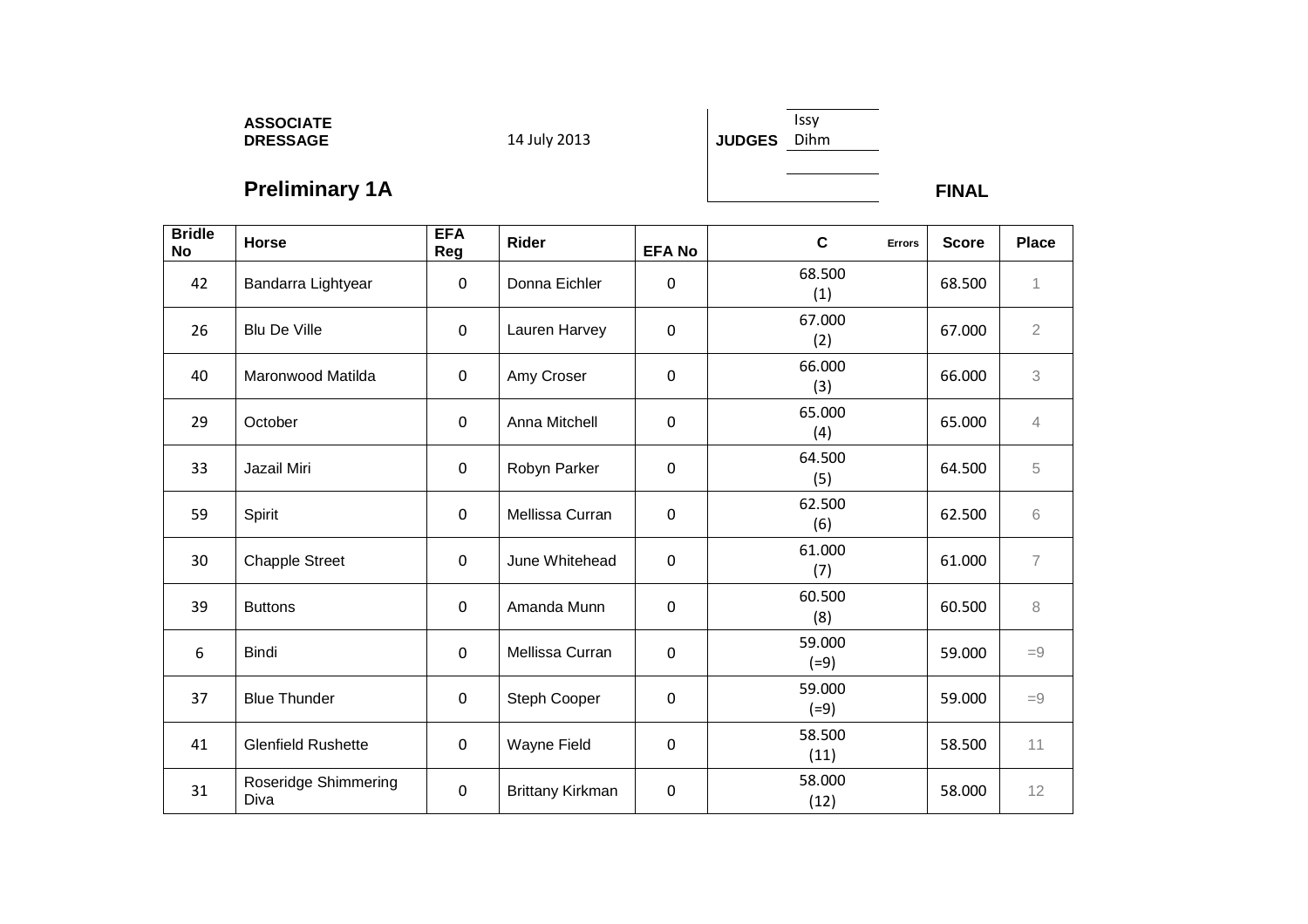**ASSOCIATE DRESSAGE**

14 July 2013

**JUDGES** Issy Dihm

## Preliminary 1A

**FINAL**

| Bridle No | Horse | EFA Reg | Rider | EFA No | C | Errors | Score | Place |
|---|---|---|---|---|---|---|---|---|
| 42 | Bandarra Lightyear | 0 | Donna Eichler | 0 | 68.500 (1) | | 68.500 | 1 |
| 26 | Blu De Ville | 0 | Lauren Harvey | 0 | 67.000 (2) | | 67.000 | 2 |
| 40 | Maronwood Matilda | 0 | Amy Croser | 0 | 66.000 (3) | | 66.000 | 3 |
| 29 | October | 0 | Anna Mitchell | 0 | 65.000 (4) | | 65.000 | 4 |
| 33 | Jazail Miri | 0 | Robyn Parker | 0 | 64.500 (5) | | 64.500 | 5 |
| 59 | Spirit | 0 | Mellissa Curran | 0 | 62.500 (6) | | 62.500 | 6 |
| 30 | Chapple Street | 0 | June Whitehead | 0 | 61.000 (7) | | 61.000 | 7 |
| 39 | Buttons | 0 | Amanda Munn | 0 | 60.500 (8) | | 60.500 | 8 |
| 6 | Bindi | 0 | Mellissa Curran | 0 | 59.000 (=9) | | 59.000 | =9 |
| 37 | Blue Thunder | 0 | Steph Cooper | 0 | 59.000 (=9) | | 59.000 | =9 |
| 41 | Glenfield Rushette | 0 | Wayne Field | 0 | 58.500 (11) | | 58.500 | 11 |
| 31 | Roseridge Shimmering Diva | 0 | Brittany Kirkman | 0 | 58.000 (12) | | 58.000 | 12 |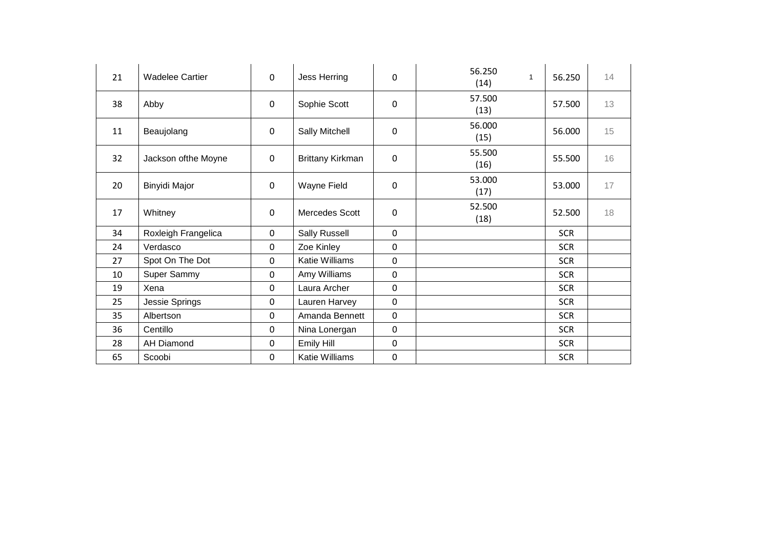| | | | | | | | |
|---|---|---|---|---|---|---|---|
| 21 | Wadelee Cartier | 0 | Jess Herring | 0 | 56.250 (14) 1 | 56.250 | 14 |
| 38 | Abby | 0 | Sophie Scott | 0 | 57.500 (13) | 57.500 | 13 |
| 11 | Beaujolang | 0 | Sally Mitchell | 0 | 56.000 (15) | 56.000 | 15 |
| 32 | Jackson ofthe Moyne | 0 | Brittany Kirkman | 0 | 55.500 (16) | 55.500 | 16 |
| 20 | Binyidi Major | 0 | Wayne Field | 0 | 53.000 (17) | 53.000 | 17 |
| 17 | Whitney | 0 | Mercedes Scott | 0 | 52.500 (18) | 52.500 | 18 |
| 34 | Roxleigh Frangelica | 0 | Sally Russell | 0 | | SCR | |
| 24 | Verdasco | 0 | Zoe Kinley | 0 | | SCR | |
| 27 | Spot On The Dot | 0 | Katie Williams | 0 | | SCR | |
| 10 | Super Sammy | 0 | Amy Williams | 0 | | SCR | |
| 19 | Xena | 0 | Laura Archer | 0 | | SCR | |
| 25 | Jessie Springs | 0 | Lauren Harvey | 0 | | SCR | |
| 35 | Albertson | 0 | Amanda Bennett | 0 | | SCR | |
| 36 | Centillo | 0 | Nina Lonergan | 0 | | SCR | |
| 28 | AH Diamond | 0 | Emily Hill | 0 | | SCR | |
| 65 | Scoobi | 0 | Katie Williams | 0 | | SCR | |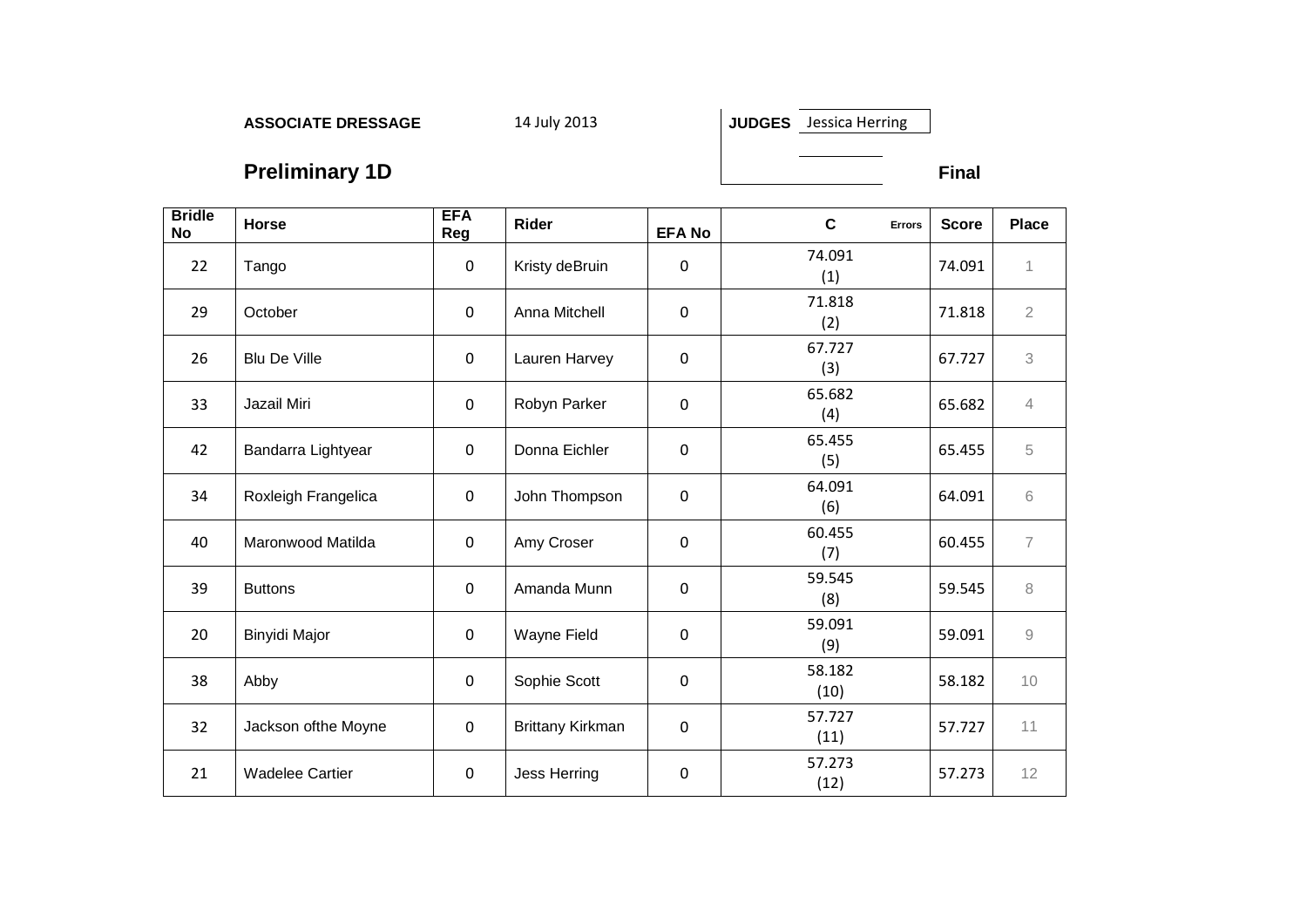**ASSOCIATE DRESSAGE** 14 July 2013 **JUDGES** Jessica Herring

## Preliminary 1D

**Final**

| Bridle No | Horse | EFA Reg | Rider | EFA No | C | Errors | Score | Place |
|---|---|---|---|---|---|---|---|---|
| 22 | Tango | 0 | Kristy deBruin | 0 | 74.091 (1) | | 74.091 | 1 |
| 29 | October | 0 | Anna Mitchell | 0 | 71.818 (2) | | 71.818 | 2 |
| 26 | Blu De Ville | 0 | Lauren Harvey | 0 | 67.727 (3) | | 67.727 | 3 |
| 33 | Jazail Miri | 0 | Robyn Parker | 0 | 65.682 (4) | | 65.682 | 4 |
| 42 | Bandarra Lightyear | 0 | Donna Eichler | 0 | 65.455 (5) | | 65.455 | 5 |
| 34 | Roxleigh Frangelica | 0 | John Thompson | 0 | 64.091 (6) | | 64.091 | 6 |
| 40 | Maronwood Matilda | 0 | Amy Croser | 0 | 60.455 (7) | | 60.455 | 7 |
| 39 | Buttons | 0 | Amanda Munn | 0 | 59.545 (8) | | 59.545 | 8 |
| 20 | Binyidi Major | 0 | Wayne Field | 0 | 59.091 (9) | | 59.091 | 9 |
| 38 | Abby | 0 | Sophie Scott | 0 | 58.182 (10) | | 58.182 | 10 |
| 32 | Jackson ofthe Moyne | 0 | Brittany Kirkman | 0 | 57.727 (11) | | 57.727 | 11 |
| 21 | Wadelee Cartier | 0 | Jess Herring | 0 | 57.273 (12) | | 57.273 | 12 |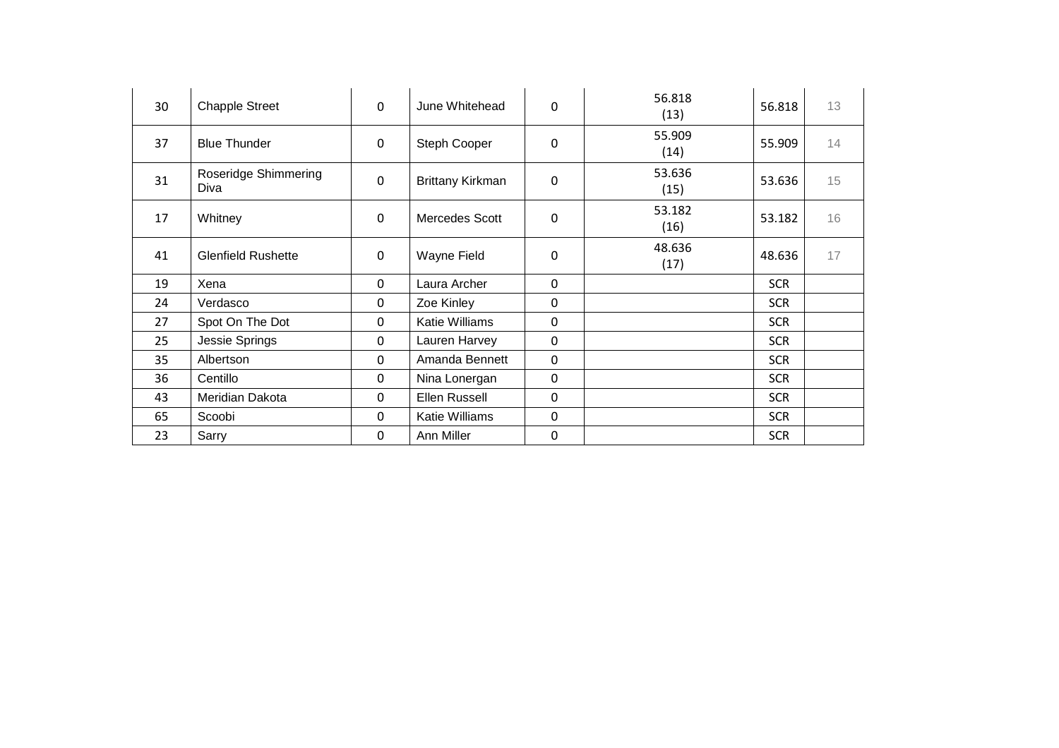| | | | | | | | |
|---|---|---|---|---|---|---|---|
| 30 | Chapple Street | 0 | June Whitehead | 0 | 56.818 (13) | 56.818 | 13 |
| 37 | Blue Thunder | 0 | Steph Cooper | 0 | 55.909 (14) | 55.909 | 14 |
| 31 | Roseridge Shimmering Diva | 0 | Brittany Kirkman | 0 | 53.636 (15) | 53.636 | 15 |
| 17 | Whitney | 0 | Mercedes Scott | 0 | 53.182 (16) | 53.182 | 16 |
| 41 | Glenfield Rushette | 0 | Wayne Field | 0 | 48.636 (17) | 48.636 | 17 |
| 19 | Xena | 0 | Laura Archer | 0 | | SCR | |
| 24 | Verdasco | 0 | Zoe Kinley | 0 | | SCR | |
| 27 | Spot On The Dot | 0 | Katie Williams | 0 | | SCR | |
| 25 | Jessie Springs | 0 | Lauren Harvey | 0 | | SCR | |
| 35 | Albertson | 0 | Amanda Bennett | 0 | | SCR | |
| 36 | Centillo | 0 | Nina Lonergan | 0 | | SCR | |
| 43 | Meridian Dakota | 0 | Ellen Russell | 0 | | SCR | |
| 65 | Scoobi | 0 | Katie Williams | 0 | | SCR | |
| 23 | Sarry | 0 | Ann Miller | 0 | | SCR | |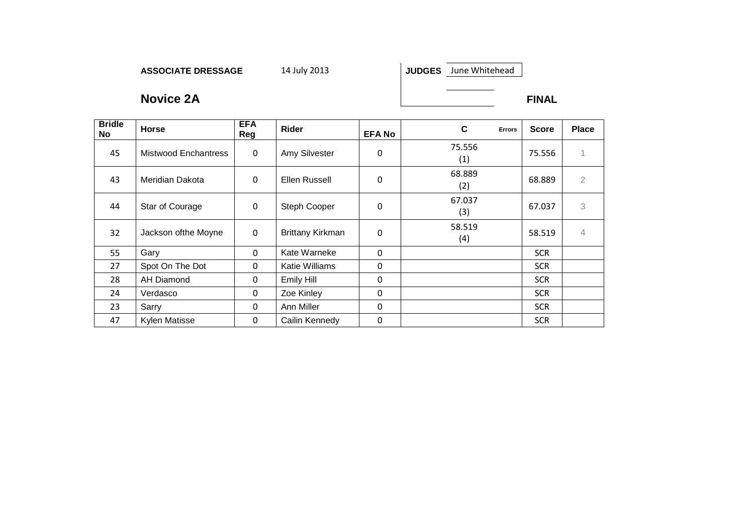**ASSOCIATE DRESSAGE** 14 July 2013 **JUDGES** June Whitehead

## Novice 2A

**FINAL**

| Bridle No | Horse | EFA Reg | Rider | EFA No | C | Errors | Score | Place |
|---|---|---|---|---|---|---|---|---|
| 45 | Mistwood Enchantress | 0 | Amy Silvester | 0 | 75.556 (1) | | 75.556 | 1 |
| 43 | Meridian Dakota | 0 | Ellen Russell | 0 | 68.889 (2) | | 68.889 | 2 |
| 44 | Star of Courage | 0 | Steph Cooper | 0 | 67.037 (3) | | 67.037 | 3 |
| 32 | Jackson ofthe Moyne | 0 | Brittany Kirkman | 0 | 58.519 (4) | | 58.519 | 4 |
| 55 | Gary | 0 | Kate Warneke | 0 | | | SCR | |
| 27 | Spot On The Dot | 0 | Katie Williams | 0 | | | SCR | |
| 28 | AH Diamond | 0 | Emily Hill | 0 | | | SCR | |
| 24 | Verdasco | 0 | Zoe Kinley | 0 | | | SCR | |
| 23 | Sarry | 0 | Ann Miller | 0 | | | SCR | |
| 47 | Kylen Matisse | 0 | Cailin Kennedy | 0 | | | SCR | |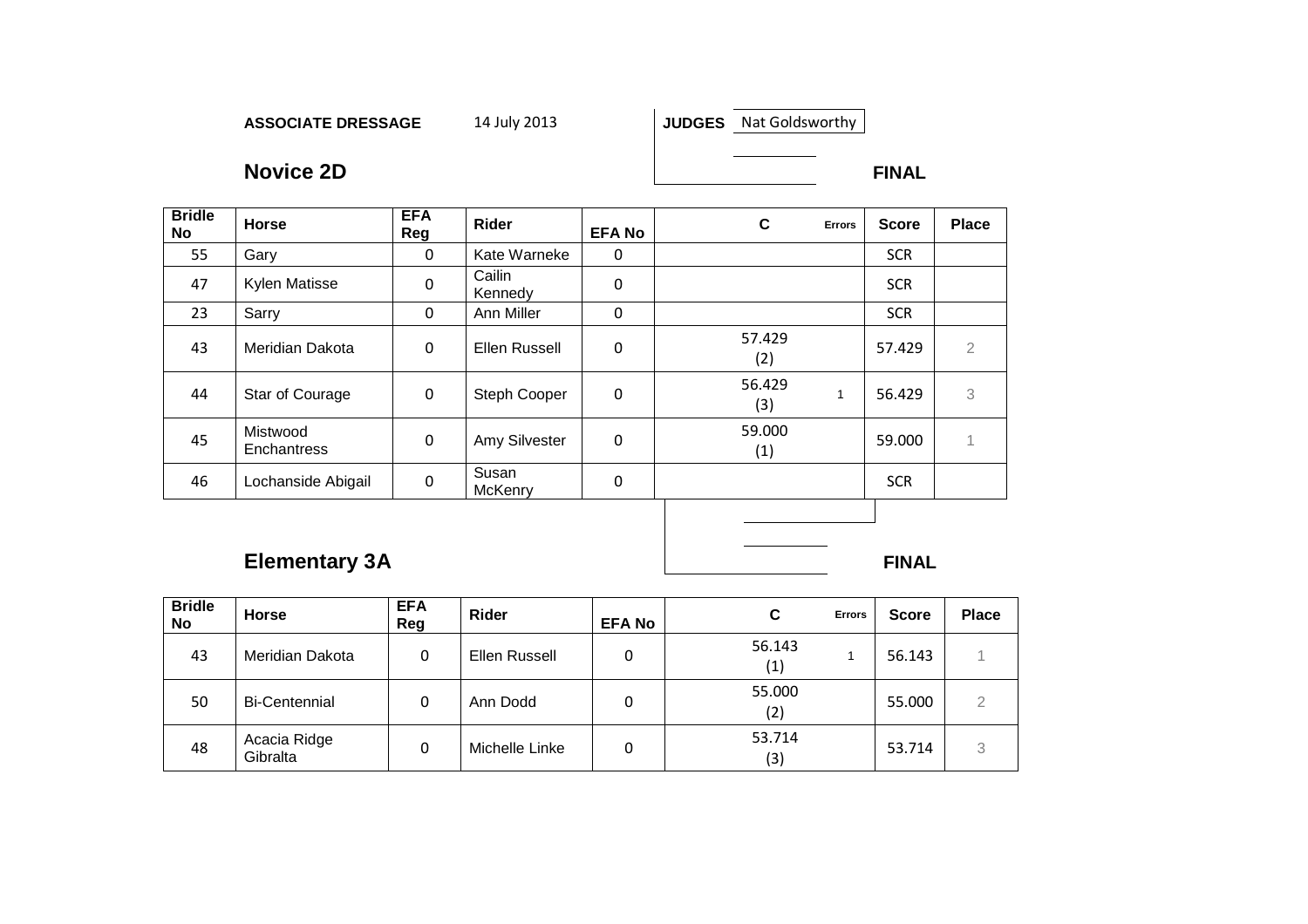**ASSOCIATE DRESSAGE** 14 July 2013

**JUDGES** Nat Goldsworthy

## Novice 2D

**FINAL**

| Bridle No | Horse | EFA Reg | Rider | EFA No | C | Errors | Score | Place |
|---|---|---|---|---|---|---|---|---|
| 55 | Gary | 0 | Kate Warneke | 0 | | | SCR | |
| 47 | Kylen Matisse | 0 | Cailin Kennedy | 0 | | | SCR | |
| 23 | Sarry | 0 | Ann Miller | 0 | | | SCR | |
| 43 | Meridian Dakota | 0 | Ellen Russell | 0 | 57.429 (2) | | 57.429 | 2 |
| 44 | Star of Courage | 0 | Steph Cooper | 0 | 56.429 (3) | 1 | 56.429 | 3 |
| 45 | Mistwood Enchantress | 0 | Amy Silvester | 0 | 59.000 (1) | | 59.000 | 1 |
| 46 | Lochanside Abigail | 0 | Susan McKenry | 0 | | | SCR | |

## Elementary 3A

**FINAL**

| Bridle No | Horse | EFA Reg | Rider | EFA No | C | Errors | Score | Place |
|---|---|---|---|---|---|---|---|---|
| 43 | Meridian Dakota | 0 | Ellen Russell | 0 | 56.143 (1) | 1 | 56.143 | 1 |
| 50 | Bi-Centennial | 0 | Ann Dodd | 0 | 55.000 (2) | | 55.000 | 2 |
| 48 | Acacia Ridge Gibralta | 0 | Michelle Linke | 0 | 53.714 (3) | | 53.714 | 3 |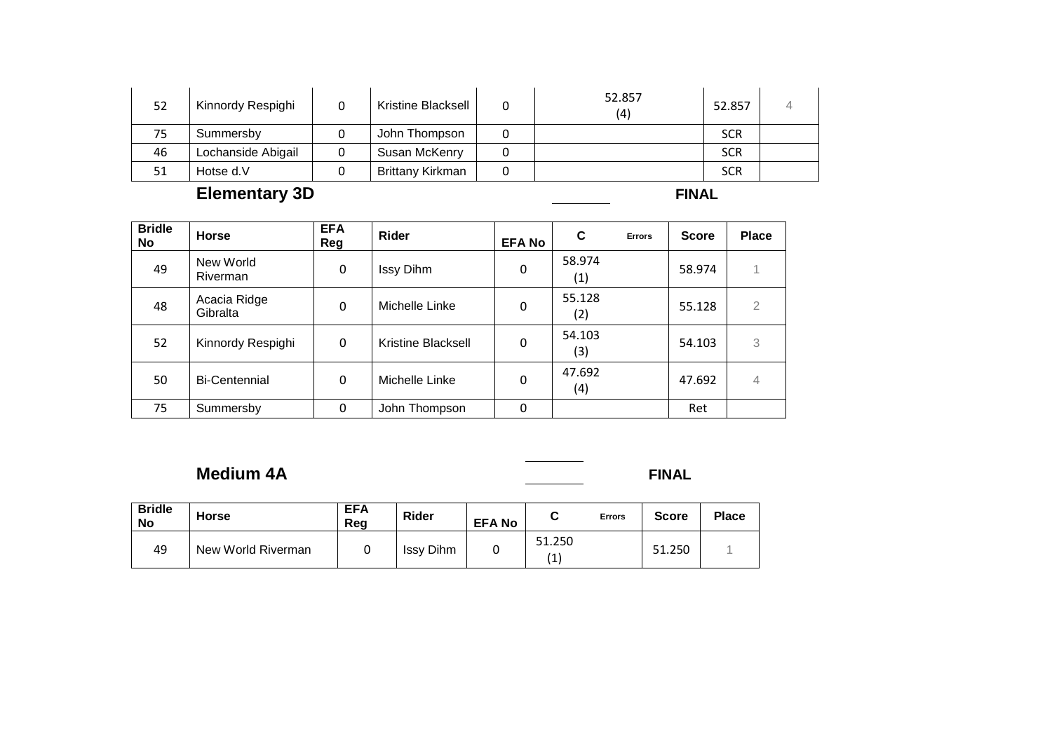| | | | | | | | |
|---|---|---|---|---|---|---|---|
| 52 | Kinnordy Respighi | 0 | Kristine Blacksell | 0 | 52.857 (4) | 52.857 | 4 |
| 75 | Summersby | 0 | John Thompson | 0 | | SCR | |
| 46 | Lochanside Abigail | 0 | Susan McKenry | 0 | | SCR | |
| 51 | Hotse d.V | 0 | Brittany Kirkman | 0 | | SCR | |

## Elementary 3D

**FINAL**

| Bridle No | Horse | EFA Reg | Rider | EFA No | C | Errors | Score | Place |
|---|---|---|---|---|---|---|---|---|
| 49 | New World Riverman | 0 | Issy Dihm | 0 | 58.974 (1) | | 58.974 | 1 |
| 48 | Acacia Ridge Gibralta | 0 | Michelle Linke | 0 | 55.128 (2) | | 55.128 | 2 |
| 52 | Kinnordy Respighi | 0 | Kristine Blacksell | 0 | 54.103 (3) | | 54.103 | 3 |
| 50 | Bi-Centennial | 0 | Michelle Linke | 0 | 47.692 (4) | | 47.692 | 4 |
| 75 | Summersby | 0 | John Thompson | 0 | | | Ret | |

## Medium 4A

**FINAL**

| Bridle No | Horse | EFA Reg | Rider | EFA No | C | Errors | Score | Place |
|---|---|---|---|---|---|---|---|---|
| 49 | New World Riverman | 0 | Issy Dihm | 0 | 51.250 (1) | | 51.250 | 1 |